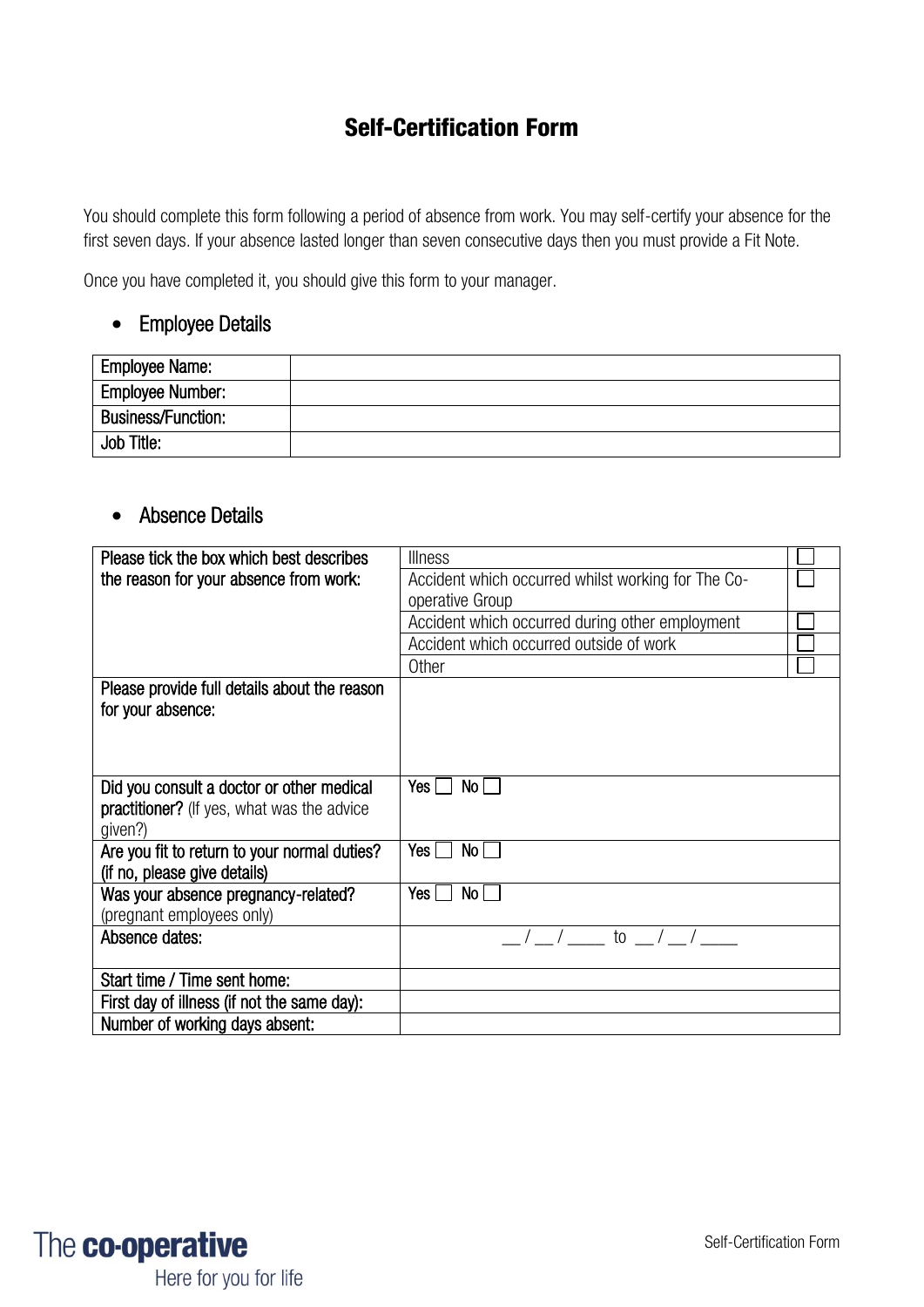# Self-Certification Form

You should complete this form following a period of absence from work. You may self-certify your absence for the first seven days. If your absence lasted longer than seven consecutive days then you must provide a Fit Note.

Once you have completed it, you should give this form to your manager.

- Employee Details

| Employee Name: | |
|---|---|
| Employee Number: | |
| Business/Function: | |
| Job Title: | |

- Absence Details

| | | |
|---|---|---|
| Please tick the box which best describes the reason for your absence from work: | Illness | ☐ |
| | Accident which occurred whilst working for The Co-operative Group | ☐ |
| | Accident which occurred during other employment | ☐ |
| | Accident which occurred outside of work | ☐ |
| | Other | ☐ |
| Please provide full details about the reason for your absence: | | |
| Did you consult a doctor or other medical practitioner? (If yes, what was the advice given?) | Yes ☐ No ☐ | |
| Are you fit to return to your normal duties? (if no, please give details) | Yes ☐ No ☐ | |
| Was your absence pregnancy-related? (pregnant employees only) | Yes ☐ No ☐ | |
| Absence dates: | __ / __ / ____ to __ / __ / ____ | |
| Start time / Time sent home: | | |
| First day of illness (if not the same day): | | |
| Number of working days absent: | | |

The co-operative
Here for you for life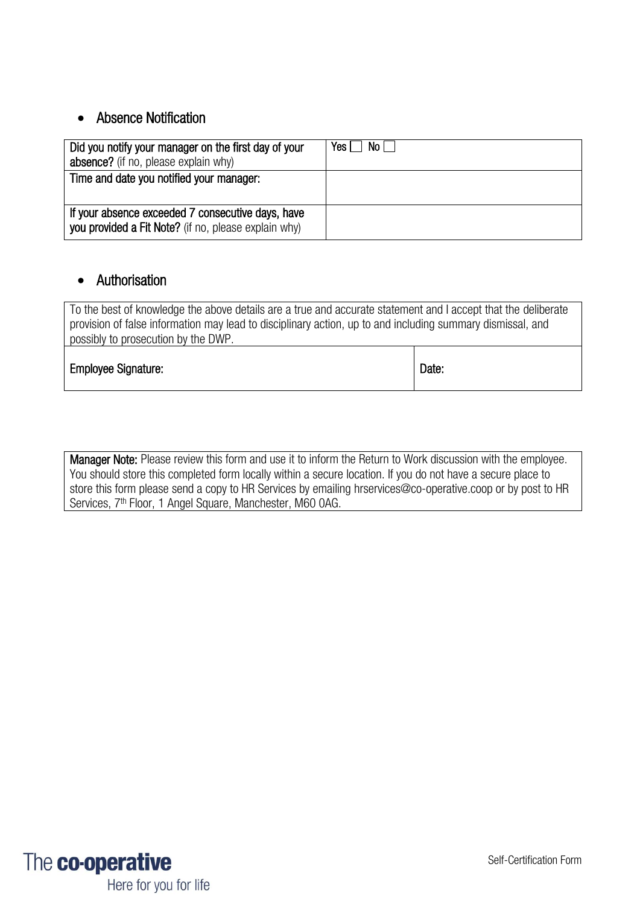- Absence Notification

| | |
|---|---|
| **Did you notify your manager on the first day of your absence?** (if no, please explain why) | Yes ☐ No ☐ |
| **Time and date you notified your manager:** | |
| **If your absence exceeded 7 consecutive days, have you provided a Fit Note?** (if no, please explain why) | |

- Authorisation

| | |
|---|---|
| To the best of knowledge the above details are a true and accurate statement and I accept that the deliberate provision of false information may lead to disciplinary action, up to and including summary dismissal, and possibly to prosecution by the DWP. | |
| **Employee Signature:** | **Date:** |

**Manager Note:** Please review this form and use it to inform the Return to Work discussion with the employee. You should store this completed form locally within a secure location. If you do not have a secure place to store this form please send a copy to HR Services by emailing hrservices@co-operative.coop or by post to HR Services, 7th Floor, 1 Angel Square, Manchester, M60 0AG.